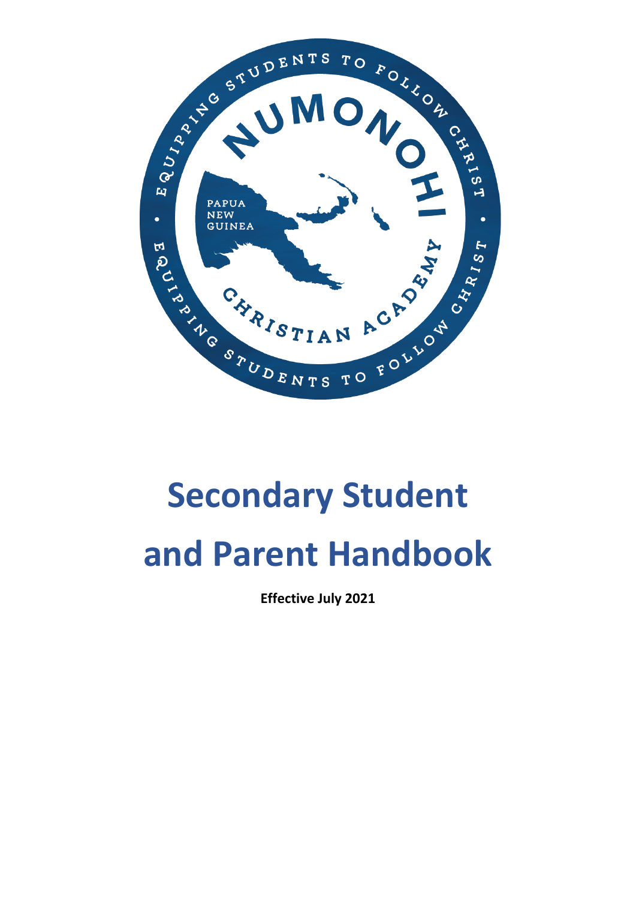# Secondary Student and Parent Handbook

**Effective July 2021**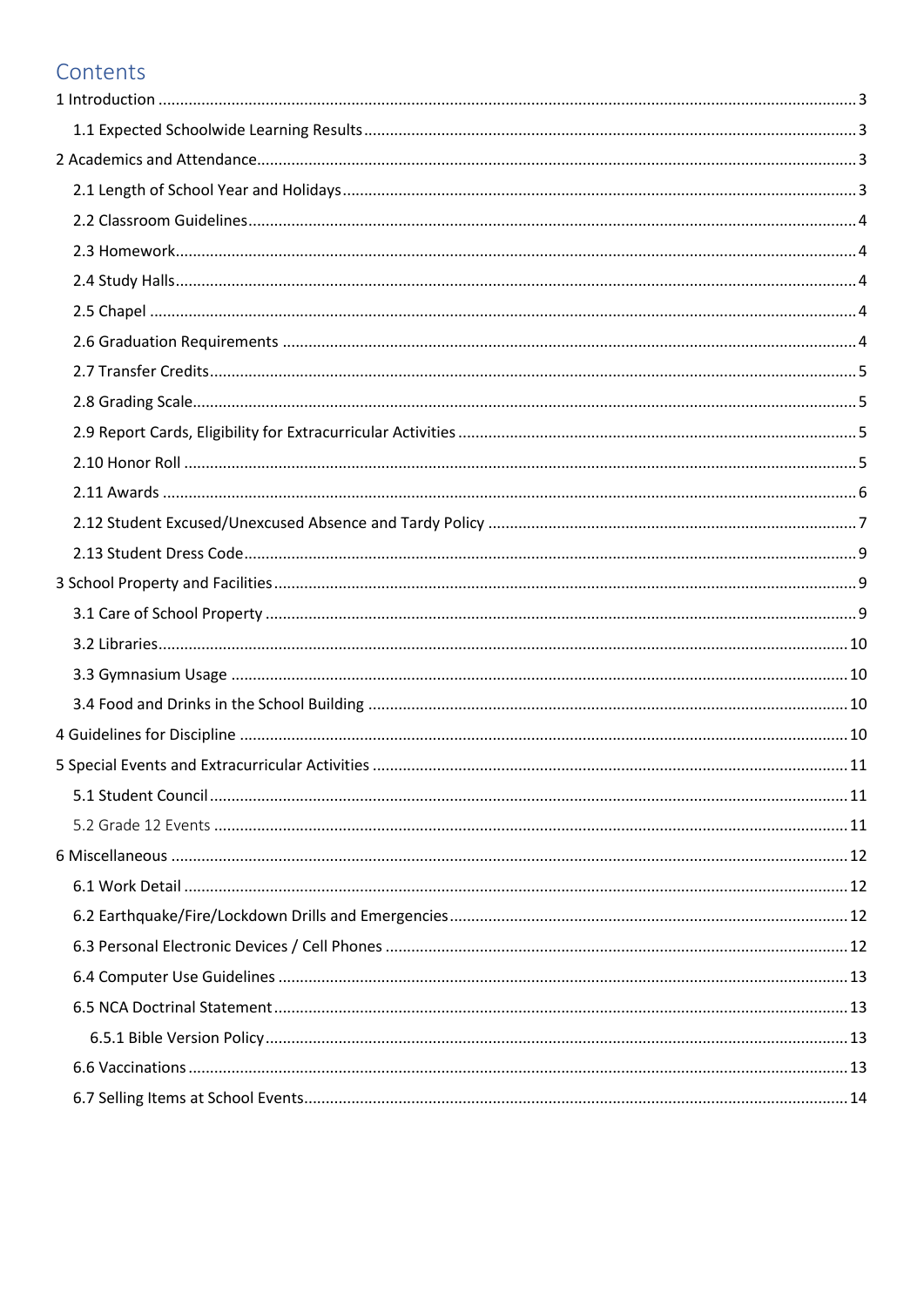# Contents

1 Introduction ........ 3
- 1.1 Expected Schoolwide Learning Results ........ 3

2 Academics and Attendance ........ 3
- 2.1 Length of School Year and Holidays ........ 3
- 2.2 Classroom Guidelines ........ 4
- 2.3 Homework ........ 4
- 2.4 Study Halls ........ 4
- 2.5 Chapel ........ 4
- 2.6 Graduation Requirements ........ 4
- 2.7 Transfer Credits ........ 5
- 2.8 Grading Scale ........ 5
- 2.9 Report Cards, Eligibility for Extracurricular Activities ........ 5
- 2.10 Honor Roll ........ 5
- 2.11 Awards ........ 6
- 2.12 Student Excused/Unexcused Absence and Tardy Policy ........ 7
- 2.13 Student Dress Code ........ 9

3 School Property and Facilities ........ 9
- 3.1 Care of School Property ........ 9
- 3.2 Libraries ........ 10
- 3.3 Gymnasium Usage ........ 10
- 3.4 Food and Drinks in the School Building ........ 10

4 Guidelines for Discipline ........ 10

5 Special Events and Extracurricular Activities ........ 11
- 5.1 Student Council ........ 11
- 5.2 Grade 12 Events ........ 11

6 Miscellaneous ........ 12
- 6.1 Work Detail ........ 12
- 6.2 Earthquake/Fire/Lockdown Drills and Emergencies ........ 12
- 6.3 Personal Electronic Devices / Cell Phones ........ 12
- 6.4 Computer Use Guidelines ........ 13
- 6.5 NCA Doctrinal Statement ........ 13
  - 6.5.1 Bible Version Policy ........ 13
- 6.6 Vaccinations ........ 13
- 6.7 Selling Items at School Events ........ 14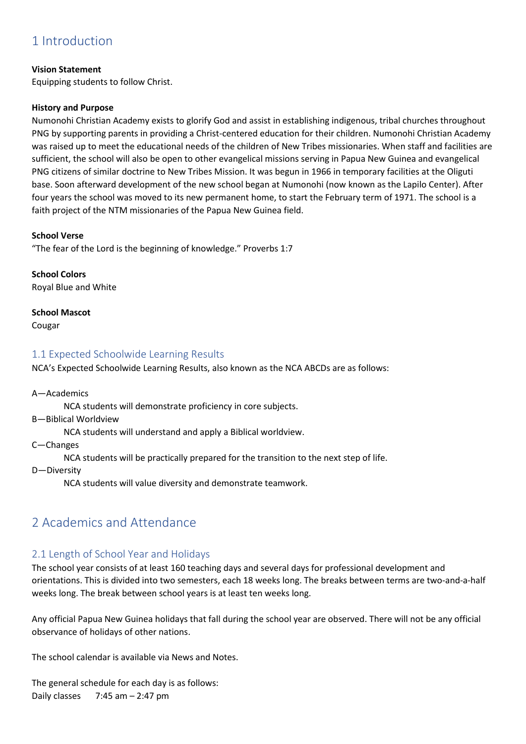# 1 Introduction

**Vision Statement**
Equipping students to follow Christ.

**History and Purpose**
Numonohi Christian Academy exists to glorify God and assist in establishing indigenous, tribal churches throughout PNG by supporting parents in providing a Christ-centered education for their children. Numonohi Christian Academy was raised up to meet the educational needs of the children of New Tribes missionaries. When staff and facilities are sufficient, the school will also be open to other evangelical missions serving in Papua New Guinea and evangelical PNG citizens of similar doctrine to New Tribes Mission. It was begun in 1966 in temporary facilities at the Oliguti base. Soon afterward development of the new school began at Numonohi (now known as the Lapilo Center). After four years the school was moved to its new permanent home, to start the February term of 1971. The school is a faith project of the NTM missionaries of the Papua New Guinea field.

**School Verse**
"The fear of the Lord is the beginning of knowledge." Proverbs 1:7

**School Colors**
Royal Blue and White

**School Mascot**
Cougar

## 1.1 Expected Schoolwide Learning Results

NCA's Expected Schoolwide Learning Results, also known as the NCA ABCDs are as follows:

A—Academics
 NCA students will demonstrate proficiency in core subjects.
B—Biblical Worldview
 NCA students will understand and apply a Biblical worldview.
C—Changes
 NCA students will be practically prepared for the transition to the next step of life.
D—Diversity
 NCA students will value diversity and demonstrate teamwork.

# 2 Academics and Attendance

## 2.1 Length of School Year and Holidays

The school year consists of at least 160 teaching days and several days for professional development and orientations. This is divided into two semesters, each 18 weeks long. The breaks between terms are two-and-a-half weeks long. The break between school years is at least ten weeks long.

Any official Papua New Guinea holidays that fall during the school year are observed. There will not be any official observance of holidays of other nations.

The school calendar is available via News and Notes.

The general schedule for each day is as follows:
Daily classes 7:45 am – 2:47 pm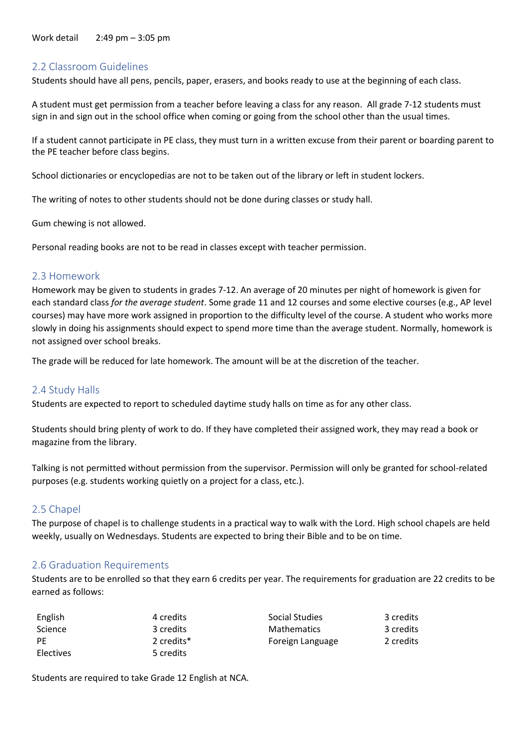Work detail 2:49 pm – 3:05 pm

## 2.2 Classroom Guidelines

Students should have all pens, pencils, paper, erasers, and books ready to use at the beginning of each class.

A student must get permission from a teacher before leaving a class for any reason. All grade 7-12 students must sign in and sign out in the school office when coming or going from the school other than the usual times.

If a student cannot participate in PE class, they must turn in a written excuse from their parent or boarding parent to the PE teacher before class begins.

School dictionaries or encyclopedias are not to be taken out of the library or left in student lockers.

The writing of notes to other students should not be done during classes or study hall.

Gum chewing is not allowed.

Personal reading books are not to be read in classes except with teacher permission.

## 2.3 Homework

Homework may be given to students in grades 7-12. An average of 20 minutes per night of homework is given for each standard class *for the average student*. Some grade 11 and 12 courses and some elective courses (e.g., AP level courses) may have more work assigned in proportion to the difficulty level of the course. A student who works more slowly in doing his assignments should expect to spend more time than the average student. Normally, homework is not assigned over school breaks.

The grade will be reduced for late homework. The amount will be at the discretion of the teacher.

## 2.4 Study Halls

Students are expected to report to scheduled daytime study halls on time as for any other class.

Students should bring plenty of work to do. If they have completed their assigned work, they may read a book or magazine from the library.

Talking is not permitted without permission from the supervisor. Permission will only be granted for school-related purposes (e.g. students working quietly on a project for a class, etc.).

## 2.5 Chapel

The purpose of chapel is to challenge students in a practical way to walk with the Lord. High school chapels are held weekly, usually on Wednesdays. Students are expected to bring their Bible and to be on time.

## 2.6 Graduation Requirements

Students are to be enrolled so that they earn 6 credits per year. The requirements for graduation are 22 credits to be earned as follows:

| | | | |
|---|---|---|---|
| English | 4 credits | Social Studies | 3 credits |
| Science | 3 credits | Mathematics | 3 credits |
| PE | 2 credits* | Foreign Language | 2 credits |
| Electives | 5 credits | | |

Students are required to take Grade 12 English at NCA.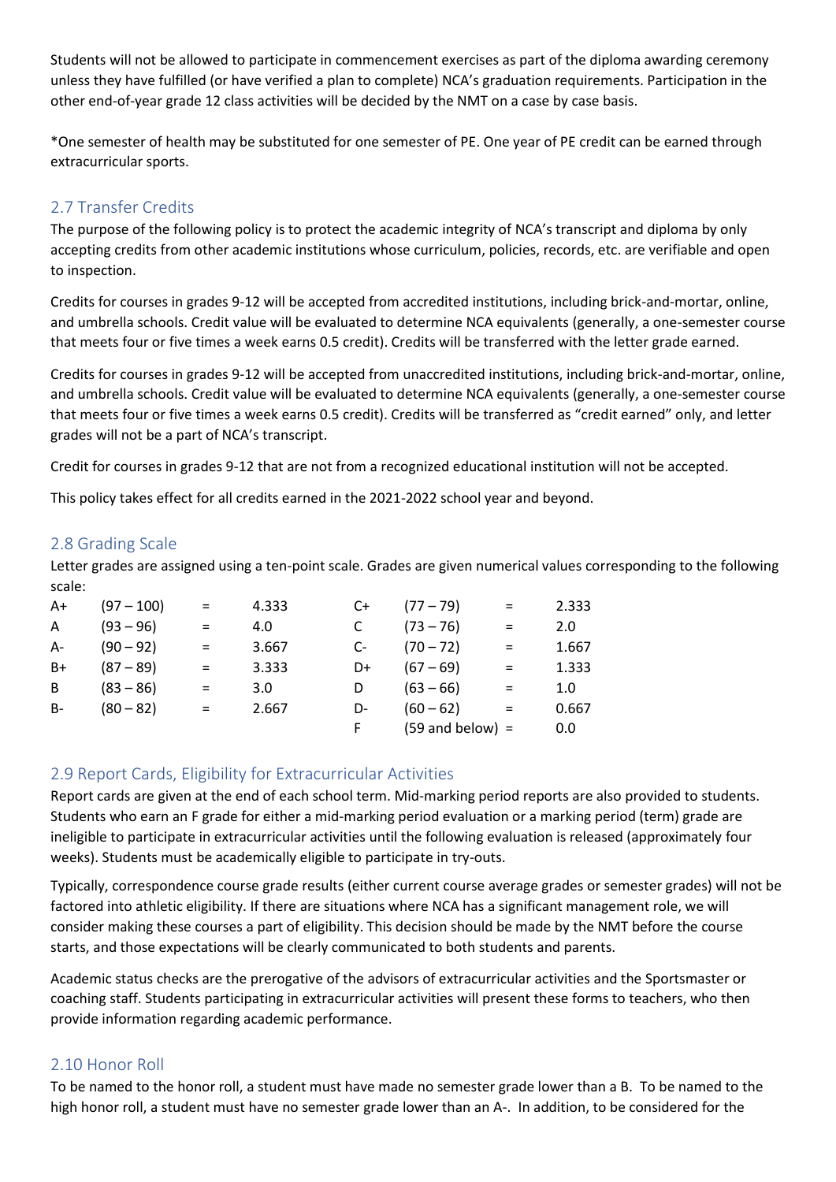Students will not be allowed to participate in commencement exercises as part of the diploma awarding ceremony unless they have fulfilled (or have verified a plan to complete) NCA's graduation requirements. Participation in the other end-of-year grade 12 class activities will be decided by the NMT on a case by case basis.

*One semester of health may be substituted for one semester of PE. One year of PE credit can be earned through extracurricular sports.

## 2.7 Transfer Credits

The purpose of the following policy is to protect the academic integrity of NCA's transcript and diploma by only accepting credits from other academic institutions whose curriculum, policies, records, etc. are verifiable and open to inspection.

Credits for courses in grades 9-12 will be accepted from accredited institutions, including brick-and-mortar, online, and umbrella schools. Credit value will be evaluated to determine NCA equivalents (generally, a one-semester course that meets four or five times a week earns 0.5 credit). Credits will be transferred with the letter grade earned.

Credits for courses in grades 9-12 will be accepted from unaccredited institutions, including brick-and-mortar, online, and umbrella schools. Credit value will be evaluated to determine NCA equivalents (generally, a one-semester course that meets four or five times a week earns 0.5 credit). Credits will be transferred as "credit earned" only, and letter grades will not be a part of NCA's transcript.

Credit for courses in grades 9-12 that are not from a recognized educational institution will not be accepted.

This policy takes effect for all credits earned in the 2021-2022 school year and beyond.

## 2.8 Grading Scale

Letter grades are assigned using a ten-point scale. Grades are given numerical values corresponding to the following scale:

| Grade | Range | | Value | Grade | Range | | Value |
|---|---|---|---|---|---|---|---|
| A+ | (97 – 100) | = | 4.333 | C+ | (77 – 79) | = | 2.333 |
| A | (93 – 96) | = | 4.0 | C | (73 – 76) | = | 2.0 |
| A- | (90 – 92) | = | 3.667 | C- | (70 – 72) | = | 1.667 |
| B+ | (87 – 89) | = | 3.333 | D+ | (67 – 69) | = | 1.333 |
| B | (83 – 86) | = | 3.0 | D | (63 – 66) | = | 1.0 |
| B- | (80 – 82) | = | 2.667 | D- | (60 – 62) | = | 0.667 |
| | | | | F | (59 and below) | = | 0.0 |

## 2.9 Report Cards, Eligibility for Extracurricular Activities

Report cards are given at the end of each school term. Mid-marking period reports are also provided to students. Students who earn an F grade for either a mid-marking period evaluation or a marking period (term) grade are ineligible to participate in extracurricular activities until the following evaluation is released (approximately four weeks). Students must be academically eligible to participate in try-outs.

Typically, correspondence course grade results (either current course average grades or semester grades) will not be factored into athletic eligibility. If there are situations where NCA has a significant management role, we will consider making these courses a part of eligibility. This decision should be made by the NMT before the course starts, and those expectations will be clearly communicated to both students and parents.

Academic status checks are the prerogative of the advisors of extracurricular activities and the Sportsmaster or coaching staff. Students participating in extracurricular activities will present these forms to teachers, who then provide information regarding academic performance.

## 2.10 Honor Roll

To be named to the honor roll, a student must have made no semester grade lower than a B. To be named to the high honor roll, a student must have no semester grade lower than an A-. In addition, to be considered for the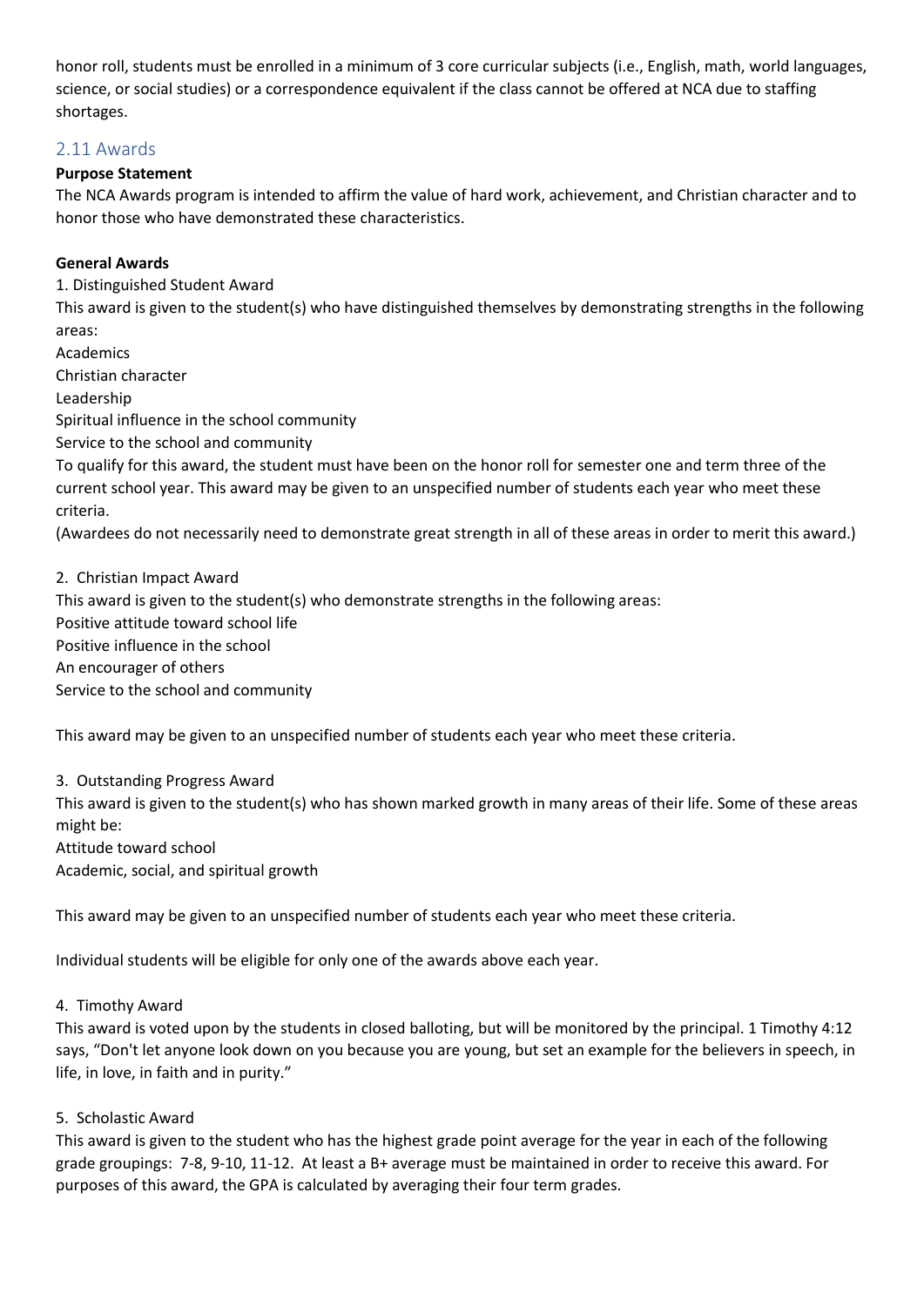honor roll, students must be enrolled in a minimum of 3 core curricular subjects (i.e., English, math, world languages, science, or social studies) or a correspondence equivalent if the class cannot be offered at NCA due to staffing shortages.

## 2.11 Awards

**Purpose Statement**

The NCA Awards program is intended to affirm the value of hard work, achievement, and Christian character and to honor those who have demonstrated these characteristics.

**General Awards**

1. Distinguished Student Award

This award is given to the student(s) who have distinguished themselves by demonstrating strengths in the following areas:

Academics
Christian character
Leadership
Spiritual influence in the school community
Service to the school and community

To qualify for this award, the student must have been on the honor roll for semester one and term three of the current school year. This award may be given to an unspecified number of students each year who meet these criteria.

(Awardees do not necessarily need to demonstrate great strength in all of these areas in order to merit this award.)

2. Christian Impact Award

This award is given to the student(s) who demonstrate strengths in the following areas:

Positive attitude toward school life
Positive influence in the school
An encourager of others
Service to the school and community

This award may be given to an unspecified number of students each year who meet these criteria.

3. Outstanding Progress Award

This award is given to the student(s) who has shown marked growth in many areas of their life. Some of these areas might be:

Attitude toward school
Academic, social, and spiritual growth

This award may be given to an unspecified number of students each year who meet these criteria.

Individual students will be eligible for only one of the awards above each year.

4. Timothy Award

This award is voted upon by the students in closed balloting, but will be monitored by the principal. 1 Timothy 4:12 says, "Don't let anyone look down on you because you are young, but set an example for the believers in speech, in life, in love, in faith and in purity."

5. Scholastic Award

This award is given to the student who has the highest grade point average for the year in each of the following grade groupings: 7-8, 9-10, 11-12. At least a B+ average must be maintained in order to receive this award. For purposes of this award, the GPA is calculated by averaging their four term grades.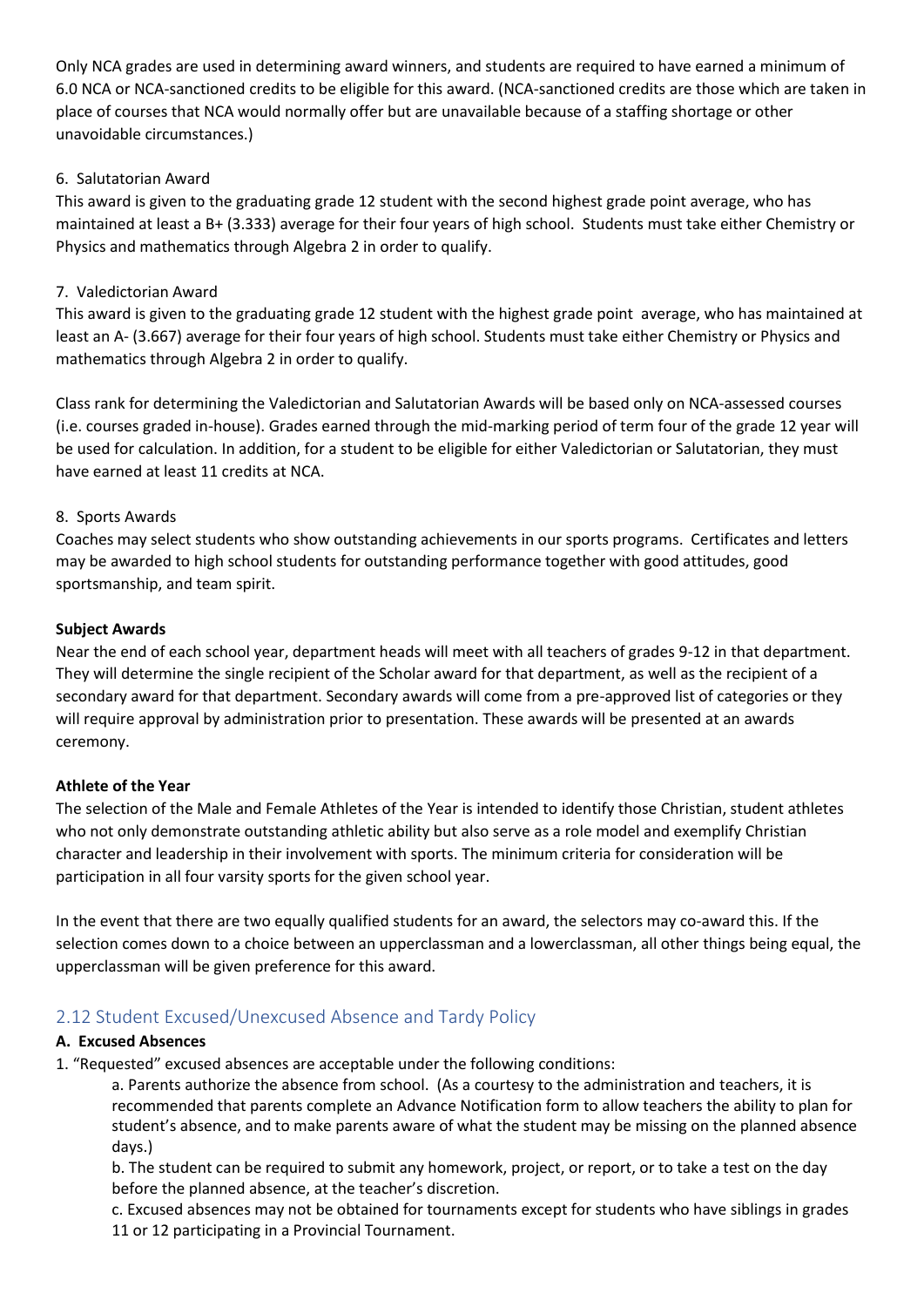Only NCA grades are used in determining award winners, and students are required to have earned a minimum of 6.0 NCA or NCA-sanctioned credits to be eligible for this award. (NCA-sanctioned credits are those which are taken in place of courses that NCA would normally offer but are unavailable because of a staffing shortage or other unavoidable circumstances.)

6. Salutatorian Award

This award is given to the graduating grade 12 student with the second highest grade point average, who has maintained at least a B+ (3.333) average for their four years of high school. Students must take either Chemistry or Physics and mathematics through Algebra 2 in order to qualify.

7. Valedictorian Award

This award is given to the graduating grade 12 student with the highest grade point average, who has maintained at least an A- (3.667) average for their four years of high school. Students must take either Chemistry or Physics and mathematics through Algebra 2 in order to qualify.

Class rank for determining the Valedictorian and Salutatorian Awards will be based only on NCA-assessed courses (i.e. courses graded in-house). Grades earned through the mid-marking period of term four of the grade 12 year will be used for calculation. In addition, for a student to be eligible for either Valedictorian or Salutatorian, they must have earned at least 11 credits at NCA.

8. Sports Awards

Coaches may select students who show outstanding achievements in our sports programs. Certificates and letters may be awarded to high school students for outstanding performance together with good attitudes, good sportsmanship, and team spirit.

**Subject Awards**

Near the end of each school year, department heads will meet with all teachers of grades 9-12 in that department. They will determine the single recipient of the Scholar award for that department, as well as the recipient of a secondary award for that department. Secondary awards will come from a pre-approved list of categories or they will require approval by administration prior to presentation. These awards will be presented at an awards ceremony.

**Athlete of the Year**

The selection of the Male and Female Athletes of the Year is intended to identify those Christian, student athletes who not only demonstrate outstanding athletic ability but also serve as a role model and exemplify Christian character and leadership in their involvement with sports. The minimum criteria for consideration will be participation in all four varsity sports for the given school year.

In the event that there are two equally qualified students for an award, the selectors may co-award this. If the selection comes down to a choice between an upperclassman and a lowerclassman, all other things being equal, the upperclassman will be given preference for this award.

## 2.12 Student Excused/Unexcused Absence and Tardy Policy

**A. Excused Absences**

1. "Requested" excused absences are acceptable under the following conditions:
   a. Parents authorize the absence from school. (As a courtesy to the administration and teachers, it is recommended that parents complete an Advance Notification form to allow teachers the ability to plan for student's absence, and to make parents aware of what the student may be missing on the planned absence days.)
   b. The student can be required to submit any homework, project, or report, or to take a test on the day before the planned absence, at the teacher's discretion.
   c. Excused absences may not be obtained for tournaments except for students who have siblings in grades 11 or 12 participating in a Provincial Tournament.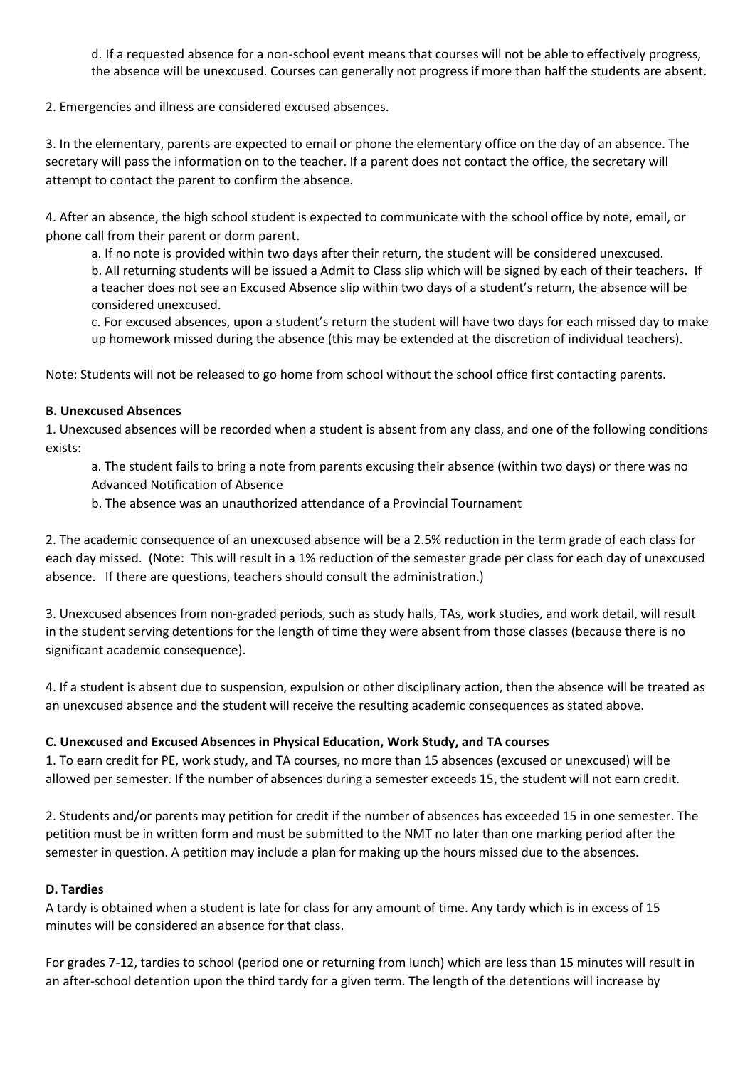d. If a requested absence for a non-school event means that courses will not be able to effectively progress, the absence will be unexcused. Courses can generally not progress if more than half the students are absent.

2. Emergencies and illness are considered excused absences.

3. In the elementary, parents are expected to email or phone the elementary office on the day of an absence. The secretary will pass the information on to the teacher. If a parent does not contact the office, the secretary will attempt to contact the parent to confirm the absence.

4. After an absence, the high school student is expected to communicate with the school office by note, email, or phone call from their parent or dorm parent.

a. If no note is provided within two days after their return, the student will be considered unexcused.

b. All returning students will be issued a Admit to Class slip which will be signed by each of their teachers. If a teacher does not see an Excused Absence slip within two days of a student's return, the absence will be considered unexcused.

c. For excused absences, upon a student's return the student will have two days for each missed day to make up homework missed during the absence (this may be extended at the discretion of individual teachers).

Note: Students will not be released to go home from school without the school office first contacting parents.

**B. Unexcused Absences**

1. Unexcused absences will be recorded when a student is absent from any class, and one of the following conditions exists:

a. The student fails to bring a note from parents excusing their absence (within two days) or there was no Advanced Notification of Absence

b. The absence was an unauthorized attendance of a Provincial Tournament

2. The academic consequence of an unexcused absence will be a 2.5% reduction in the term grade of each class for each day missed. (Note: This will result in a 1% reduction of the semester grade per class for each day of unexcused absence. If there are questions, teachers should consult the administration.)

3. Unexcused absences from non-graded periods, such as study halls, TAs, work studies, and work detail, will result in the student serving detentions for the length of time they were absent from those classes (because there is no significant academic consequence).

4. If a student is absent due to suspension, expulsion or other disciplinary action, then the absence will be treated as an unexcused absence and the student will receive the resulting academic consequences as stated above.

**C. Unexcused and Excused Absences in Physical Education, Work Study, and TA courses**

1. To earn credit for PE, work study, and TA courses, no more than 15 absences (excused or unexcused) will be allowed per semester. If the number of absences during a semester exceeds 15, the student will not earn credit.

2. Students and/or parents may petition for credit if the number of absences has exceeded 15 in one semester. The petition must be in written form and must be submitted to the NMT no later than one marking period after the semester in question. A petition may include a plan for making up the hours missed due to the absences.

**D. Tardies**

A tardy is obtained when a student is late for class for any amount of time. Any tardy which is in excess of 15 minutes will be considered an absence for that class.

For grades 7-12, tardies to school (period one or returning from lunch) which are less than 15 minutes will result in an after-school detention upon the third tardy for a given term. The length of the detentions will increase by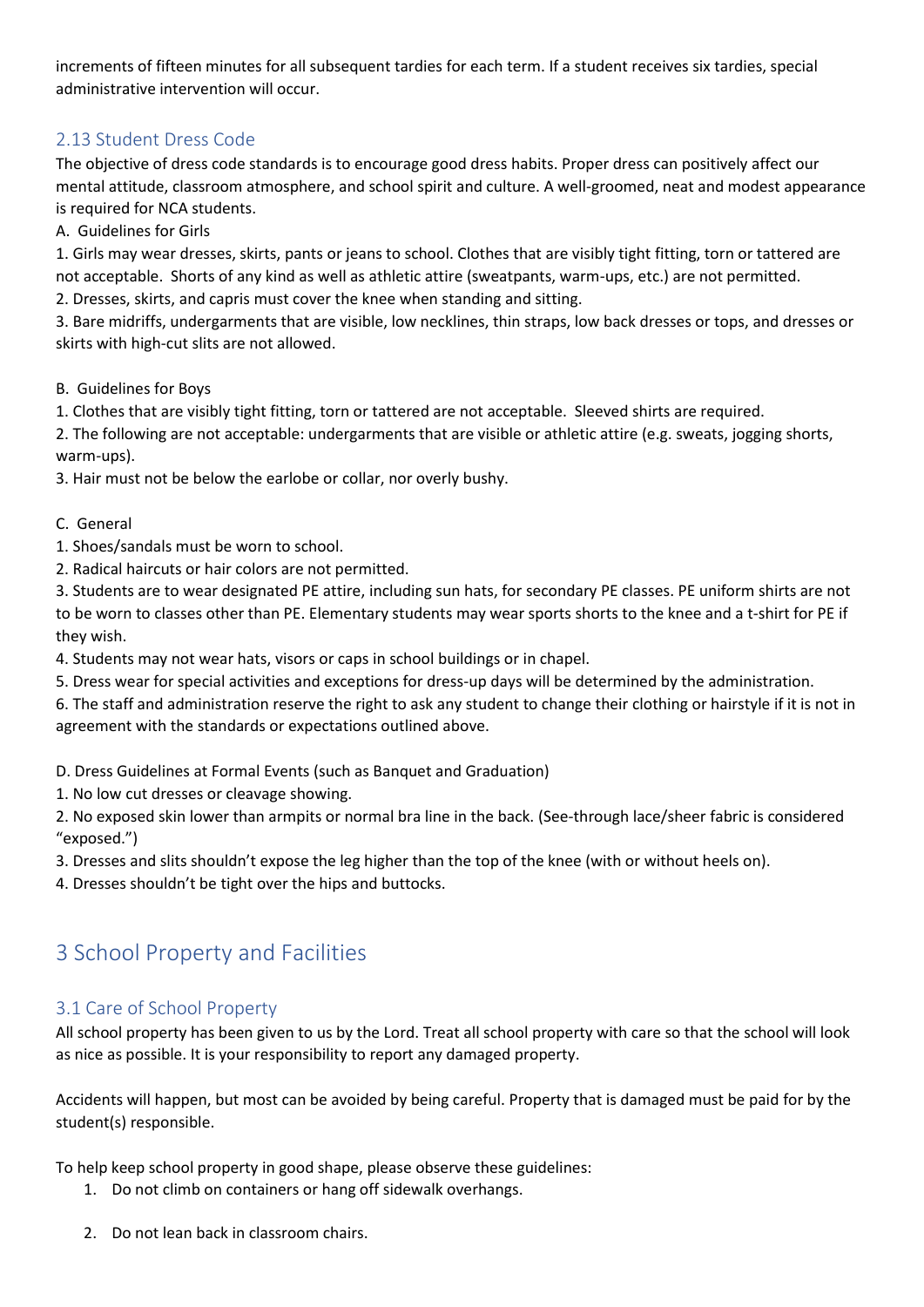increments of fifteen minutes for all subsequent tardies for each term. If a student receives six tardies, special administrative intervention will occur.

### 2.13 Student Dress Code

The objective of dress code standards is to encourage good dress habits. Proper dress can positively affect our mental attitude, classroom atmosphere, and school spirit and culture. A well-groomed, neat and modest appearance is required for NCA students.

A. Guidelines for Girls

1. Girls may wear dresses, skirts, pants or jeans to school. Clothes that are visibly tight fitting, torn or tattered are not acceptable. Shorts of any kind as well as athletic attire (sweatpants, warm-ups, etc.) are not permitted.
2. Dresses, skirts, and capris must cover the knee when standing and sitting.
3. Bare midriffs, undergarments that are visible, low necklines, thin straps, low back dresses or tops, and dresses or skirts with high-cut slits are not allowed.

B. Guidelines for Boys

1. Clothes that are visibly tight fitting, torn or tattered are not acceptable. Sleeved shirts are required.
2. The following are not acceptable: undergarments that are visible or athletic attire (e.g. sweats, jogging shorts, warm-ups).
3. Hair must not be below the earlobe or collar, nor overly bushy.

C. General

1. Shoes/sandals must be worn to school.
2. Radical haircuts or hair colors are not permitted.
3. Students are to wear designated PE attire, including sun hats, for secondary PE classes. PE uniform shirts are not to be worn to classes other than PE. Elementary students may wear sports shorts to the knee and a t-shirt for PE if they wish.
4. Students may not wear hats, visors or caps in school buildings or in chapel.
5. Dress wear for special activities and exceptions for dress-up days will be determined by the administration.
6. The staff and administration reserve the right to ask any student to change their clothing or hairstyle if it is not in agreement with the standards or expectations outlined above.

D. Dress Guidelines at Formal Events (such as Banquet and Graduation)

1. No low cut dresses or cleavage showing.
2. No exposed skin lower than armpits or normal bra line in the back. (See-through lace/sheer fabric is considered "exposed.")
3. Dresses and slits shouldn't expose the leg higher than the top of the knee (with or without heels on).
4. Dresses shouldn't be tight over the hips and buttocks.

## 3 School Property and Facilities

### 3.1 Care of School Property

All school property has been given to us by the Lord. Treat all school property with care so that the school will look as nice as possible. It is your responsibility to report any damaged property.

Accidents will happen, but most can be avoided by being careful. Property that is damaged must be paid for by the student(s) responsible.

To help keep school property in good shape, please observe these guidelines:

1. Do not climb on containers or hang off sidewalk overhangs.
2. Do not lean back in classroom chairs.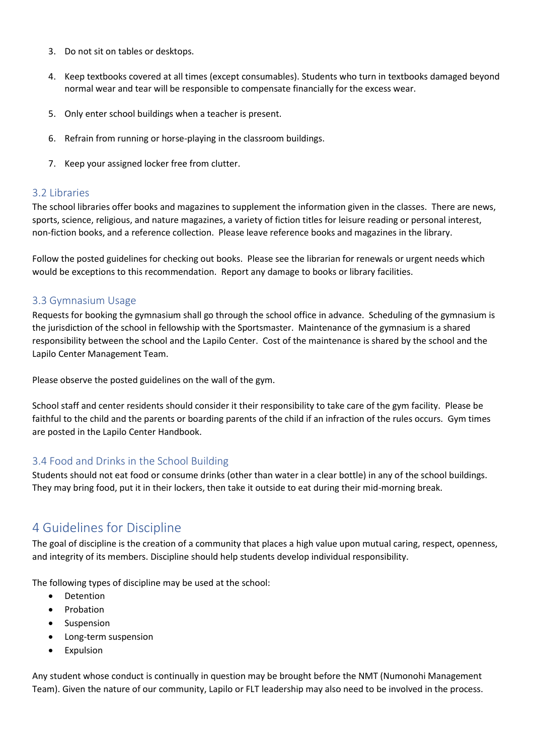3. Do not sit on tables or desktops.

4. Keep textbooks covered at all times (except consumables). Students who turn in textbooks damaged beyond normal wear and tear will be responsible to compensate financially for the excess wear.

5. Only enter school buildings when a teacher is present.

6. Refrain from running or horse-playing in the classroom buildings.

7. Keep your assigned locker free from clutter.

### 3.2 Libraries

The school libraries offer books and magazines to supplement the information given in the classes. There are news, sports, science, religious, and nature magazines, a variety of fiction titles for leisure reading or personal interest, non-fiction books, and a reference collection. Please leave reference books and magazines in the library.

Follow the posted guidelines for checking out books. Please see the librarian for renewals or urgent needs which would be exceptions to this recommendation. Report any damage to books or library facilities.

### 3.3 Gymnasium Usage

Requests for booking the gymnasium shall go through the school office in advance. Scheduling of the gymnasium is the jurisdiction of the school in fellowship with the Sportsmaster. Maintenance of the gymnasium is a shared responsibility between the school and the Lapilo Center. Cost of the maintenance is shared by the school and the Lapilo Center Management Team.

Please observe the posted guidelines on the wall of the gym.

School staff and center residents should consider it their responsibility to take care of the gym facility. Please be faithful to the child and the parents or boarding parents of the child if an infraction of the rules occurs. Gym times are posted in the Lapilo Center Handbook.

### 3.4 Food and Drinks in the School Building

Students should not eat food or consume drinks (other than water in a clear bottle) in any of the school buildings. They may bring food, put it in their lockers, then take it outside to eat during their mid-morning break.

## 4 Guidelines for Discipline

The goal of discipline is the creation of a community that places a high value upon mutual caring, respect, openness, and integrity of its members. Discipline should help students develop individual responsibility.

The following types of discipline may be used at the school:

- Detention
- Probation
- Suspension
- Long-term suspension
- Expulsion

Any student whose conduct is continually in question may be brought before the NMT (Numonohi Management Team). Given the nature of our community, Lapilo or FLT leadership may also need to be involved in the process.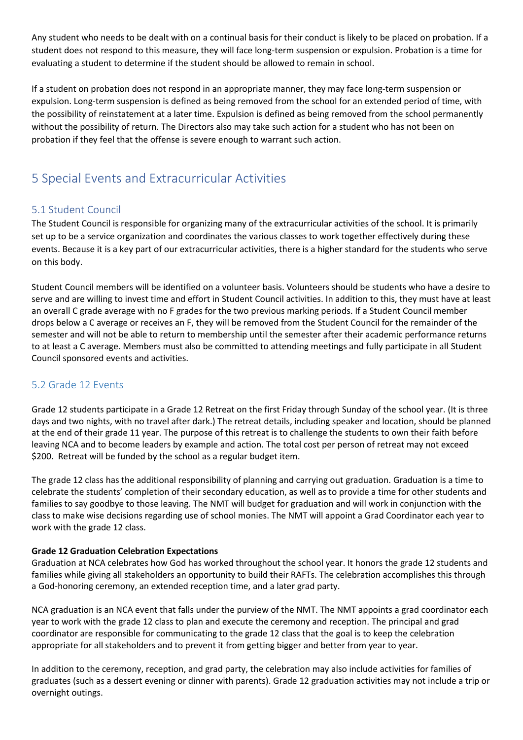Any student who needs to be dealt with on a continual basis for their conduct is likely to be placed on probation. If a student does not respond to this measure, they will face long-term suspension or expulsion. Probation is a time for evaluating a student to determine if the student should be allowed to remain in school.

If a student on probation does not respond in an appropriate manner, they may face long-term suspension or expulsion. Long-term suspension is defined as being removed from the school for an extended period of time, with the possibility of reinstatement at a later time. Expulsion is defined as being removed from the school permanently without the possibility of return. The Directors also may take such action for a student who has not been on probation if they feel that the offense is severe enough to warrant such action.

# 5 Special Events and Extracurricular Activities

## 5.1 Student Council

The Student Council is responsible for organizing many of the extracurricular activities of the school. It is primarily set up to be a service organization and coordinates the various classes to work together effectively during these events. Because it is a key part of our extracurricular activities, there is a higher standard for the students who serve on this body.

Student Council members will be identified on a volunteer basis. Volunteers should be students who have a desire to serve and are willing to invest time and effort in Student Council activities. In addition to this, they must have at least an overall C grade average with no F grades for the two previous marking periods. If a Student Council member drops below a C average or receives an F, they will be removed from the Student Council for the remainder of the semester and will not be able to return to membership until the semester after their academic performance returns to at least a C average. Members must also be committed to attending meetings and fully participate in all Student Council sponsored events and activities.

## 5.2 Grade 12 Events

Grade 12 students participate in a Grade 12 Retreat on the first Friday through Sunday of the school year. (It is three days and two nights, with no travel after dark.) The retreat details, including speaker and location, should be planned at the end of their grade 11 year. The purpose of this retreat is to challenge the students to own their faith before leaving NCA and to become leaders by example and action. The total cost per person of retreat may not exceed $200. Retreat will be funded by the school as a regular budget item.

The grade 12 class has the additional responsibility of planning and carrying out graduation. Graduation is a time to celebrate the students' completion of their secondary education, as well as to provide a time for other students and families to say goodbye to those leaving. The NMT will budget for graduation and will work in conjunction with the class to make wise decisions regarding use of school monies. The NMT will appoint a Grad Coordinator each year to work with the grade 12 class.

**Grade 12 Graduation Celebration Expectations**

Graduation at NCA celebrates how God has worked throughout the school year. It honors the grade 12 students and families while giving all stakeholders an opportunity to build their RAFTs. The celebration accomplishes this through a God-honoring ceremony, an extended reception time, and a later grad party.

NCA graduation is an NCA event that falls under the purview of the NMT. The NMT appoints a grad coordinator each year to work with the grade 12 class to plan and execute the ceremony and reception. The principal and grad coordinator are responsible for communicating to the grade 12 class that the goal is to keep the celebration appropriate for all stakeholders and to prevent it from getting bigger and better from year to year.

In addition to the ceremony, reception, and grad party, the celebration may also include activities for families of graduates (such as a dessert evening or dinner with parents). Grade 12 graduation activities may not include a trip or overnight outings.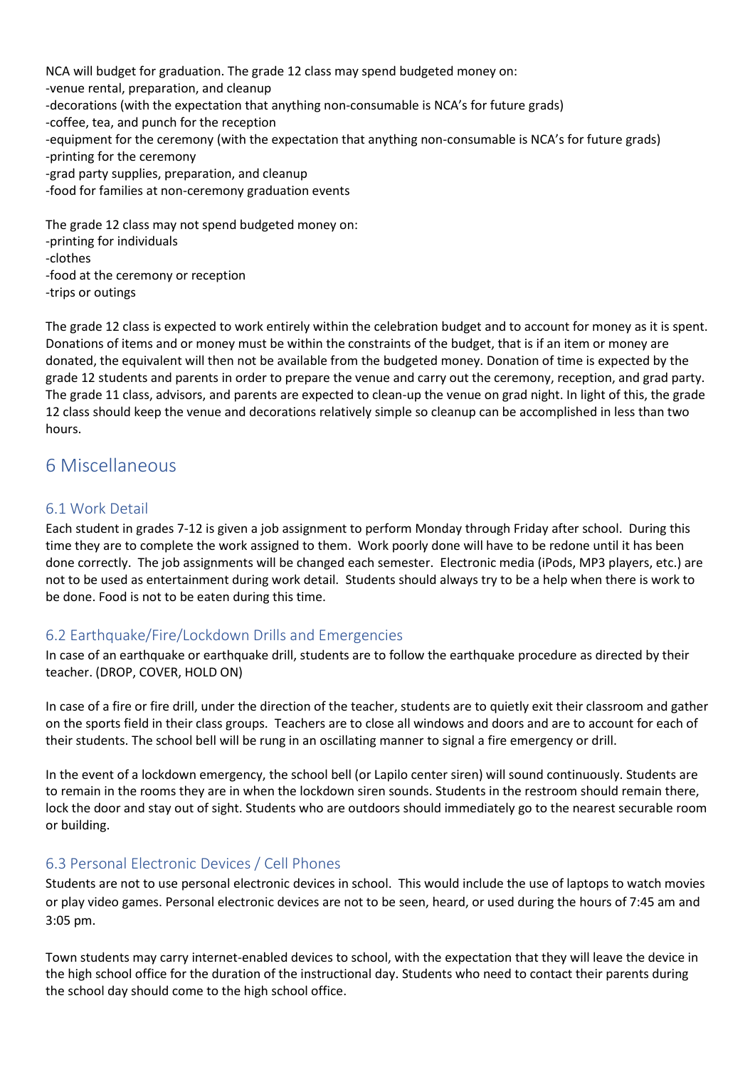NCA will budget for graduation. The grade 12 class may spend budgeted money on:

-venue rental, preparation, and cleanup

-decorations (with the expectation that anything non-consumable is NCA's for future grads)

-coffee, tea, and punch for the reception

-equipment for the ceremony (with the expectation that anything non-consumable is NCA's for future grads)

-printing for the ceremony

-grad party supplies, preparation, and cleanup

-food for families at non-ceremony graduation events

The grade 12 class may not spend budgeted money on:

-printing for individuals

-clothes

-food at the ceremony or reception

-trips or outings

The grade 12 class is expected to work entirely within the celebration budget and to account for money as it is spent. Donations of items and or money must be within the constraints of the budget, that is if an item or money are donated, the equivalent will then not be available from the budgeted money. Donation of time is expected by the grade 12 students and parents in order to prepare the venue and carry out the ceremony, reception, and grad party. The grade 11 class, advisors, and parents are expected to clean-up the venue on grad night. In light of this, the grade 12 class should keep the venue and decorations relatively simple so cleanup can be accomplished in less than two hours.

# 6 Miscellaneous

## 6.1 Work Detail

Each student in grades 7-12 is given a job assignment to perform Monday through Friday after school. During this time they are to complete the work assigned to them. Work poorly done will have to be redone until it has been done correctly. The job assignments will be changed each semester. Electronic media (iPods, MP3 players, etc.) are not to be used as entertainment during work detail. Students should always try to be a help when there is work to be done. Food is not to be eaten during this time.

## 6.2 Earthquake/Fire/Lockdown Drills and Emergencies

In case of an earthquake or earthquake drill, students are to follow the earthquake procedure as directed by their teacher. (DROP, COVER, HOLD ON)

In case of a fire or fire drill, under the direction of the teacher, students are to quietly exit their classroom and gather on the sports field in their class groups. Teachers are to close all windows and doors and are to account for each of their students. The school bell will be rung in an oscillating manner to signal a fire emergency or drill.

In the event of a lockdown emergency, the school bell (or Lapilo center siren) will sound continuously. Students are to remain in the rooms they are in when the lockdown siren sounds. Students in the restroom should remain there, lock the door and stay out of sight. Students who are outdoors should immediately go to the nearest securable room or building.

## 6.3 Personal Electronic Devices / Cell Phones

Students are not to use personal electronic devices in school. This would include the use of laptops to watch movies or play video games. Personal electronic devices are not to be seen, heard, or used during the hours of 7:45 am and 3:05 pm.

Town students may carry internet-enabled devices to school, with the expectation that they will leave the device in the high school office for the duration of the instructional day. Students who need to contact their parents during the school day should come to the high school office.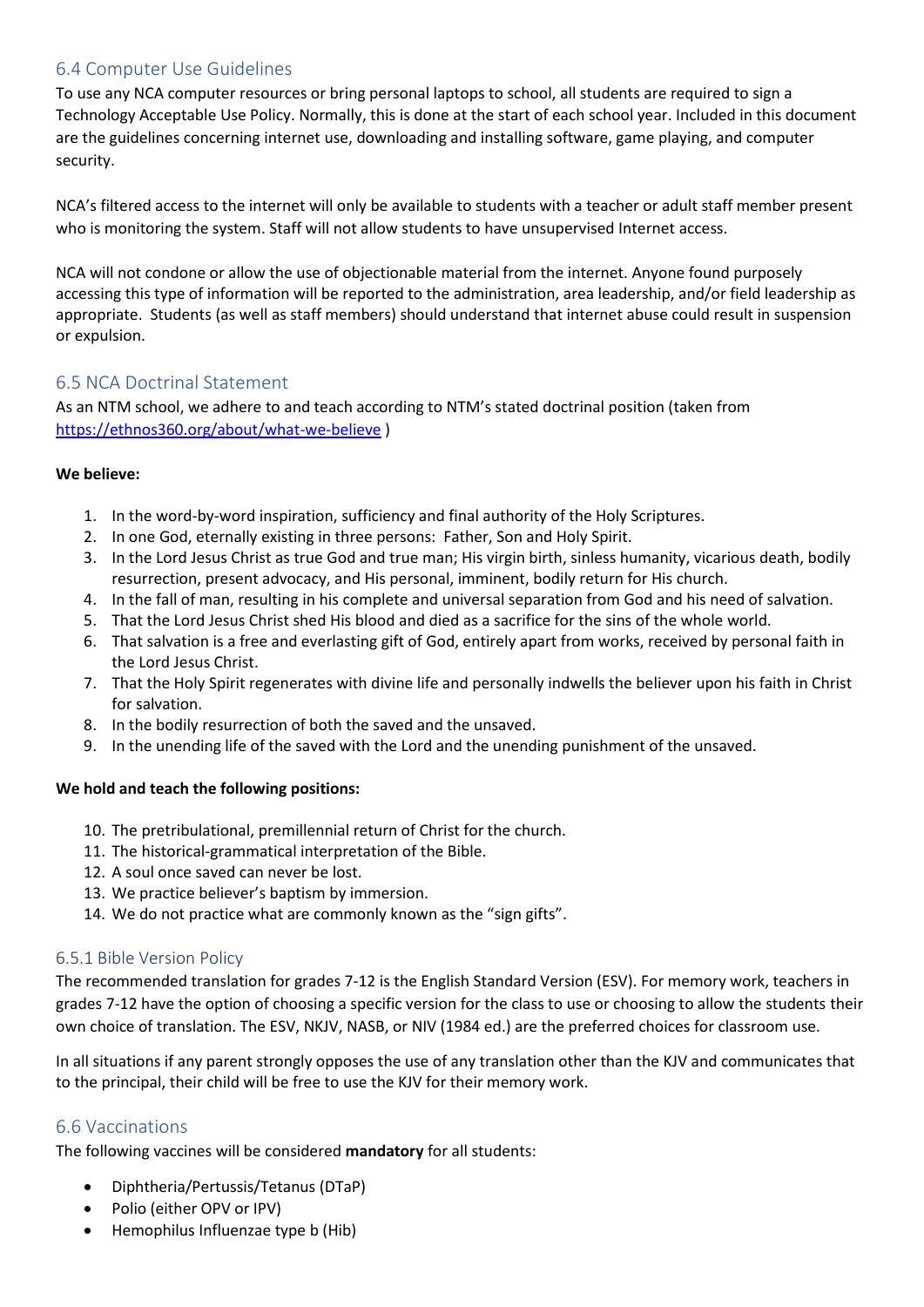## 6.4 Computer Use Guidelines

To use any NCA computer resources or bring personal laptops to school, all students are required to sign a Technology Acceptable Use Policy. Normally, this is done at the start of each school year. Included in this document are the guidelines concerning internet use, downloading and installing software, game playing, and computer security.

NCA's filtered access to the internet will only be available to students with a teacher or adult staff member present who is monitoring the system. Staff will not allow students to have unsupervised Internet access.

NCA will not condone or allow the use of objectionable material from the internet. Anyone found purposely accessing this type of information will be reported to the administration, area leadership, and/or field leadership as appropriate. Students (as well as staff members) should understand that internet abuse could result in suspension or expulsion.

## 6.5 NCA Doctrinal Statement

As an NTM school, we adhere to and teach according to NTM's stated doctrinal position (taken from https://ethnos360.org/about/what-we-believe )

**We believe:**

1. In the word-by-word inspiration, sufficiency and final authority of the Holy Scriptures.
2. In one God, eternally existing in three persons: Father, Son and Holy Spirit.
3. In the Lord Jesus Christ as true God and true man; His virgin birth, sinless humanity, vicarious death, bodily resurrection, present advocacy, and His personal, imminent, bodily return for His church.
4. In the fall of man, resulting in his complete and universal separation from God and his need of salvation.
5. That the Lord Jesus Christ shed His blood and died as a sacrifice for the sins of the whole world.
6. That salvation is a free and everlasting gift of God, entirely apart from works, received by personal faith in the Lord Jesus Christ.
7. That the Holy Spirit regenerates with divine life and personally indwells the believer upon his faith in Christ for salvation.
8. In the bodily resurrection of both the saved and the unsaved.
9. In the unending life of the saved with the Lord and the unending punishment of the unsaved.

**We hold and teach the following positions:**

10. The pretribulational, premillennial return of Christ for the church.
11. The historical-grammatical interpretation of the Bible.
12. A soul once saved can never be lost.
13. We practice believer's baptism by immersion.
14. We do not practice what are commonly known as the "sign gifts".

### 6.5.1 Bible Version Policy

The recommended translation for grades 7-12 is the English Standard Version (ESV). For memory work, teachers in grades 7-12 have the option of choosing a specific version for the class to use or choosing to allow the students their own choice of translation. The ESV, NKJV, NASB, or NIV (1984 ed.) are the preferred choices for classroom use.

In all situations if any parent strongly opposes the use of any translation other than the KJV and communicates that to the principal, their child will be free to use the KJV for their memory work.

## 6.6 Vaccinations

The following vaccines will be considered **mandatory** for all students:

- Diphtheria/Pertussis/Tetanus (DTaP)
- Polio (either OPV or IPV)
- Hemophilus Influenzae type b (Hib)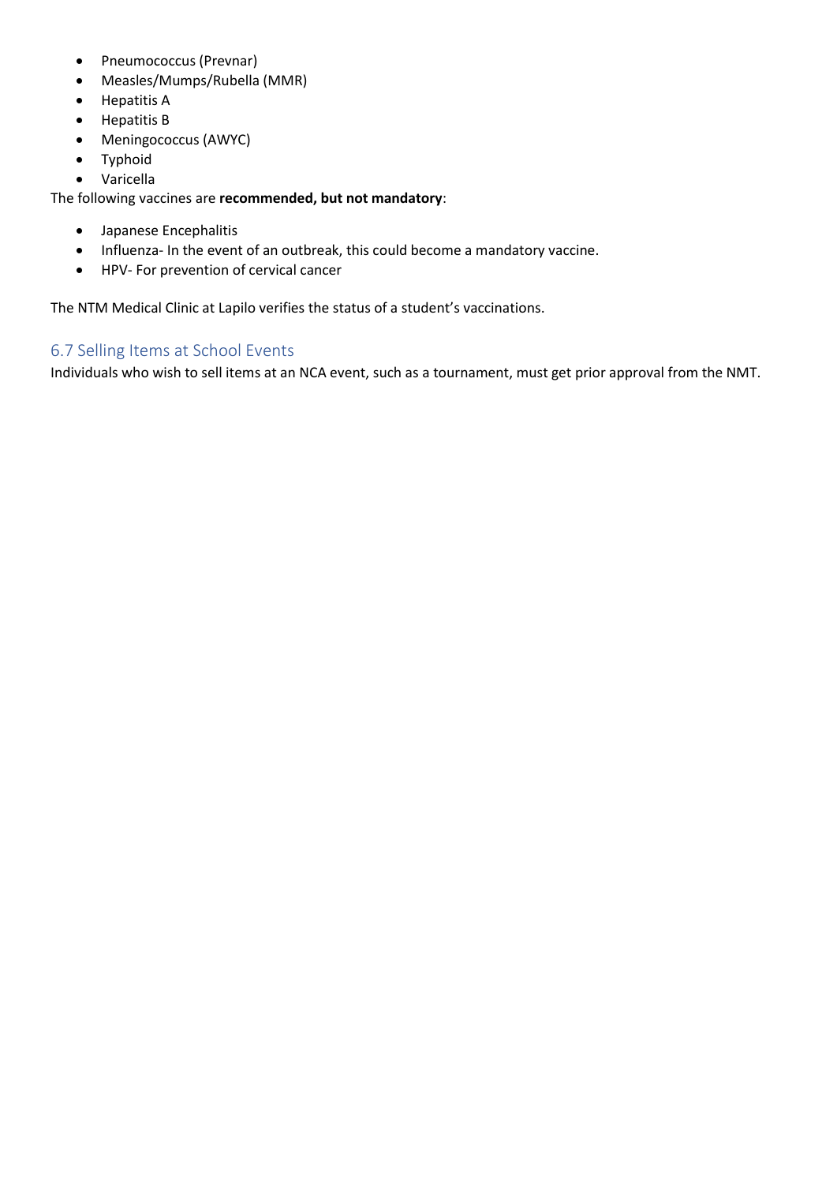- Pneumococcus (Prevnar)
- Measles/Mumps/Rubella (MMR)
- Hepatitis A
- Hepatitis B
- Meningococcus (AWYC)
- Typhoid
- Varicella

The following vaccines are **recommended, but not mandatory**:

- Japanese Encephalitis
- Influenza- In the event of an outbreak, this could become a mandatory vaccine.
- HPV- For prevention of cervical cancer

The NTM Medical Clinic at Lapilo verifies the status of a student's vaccinations.

## 6.7 Selling Items at School Events

Individuals who wish to sell items at an NCA event, such as a tournament, must get prior approval from the NMT.